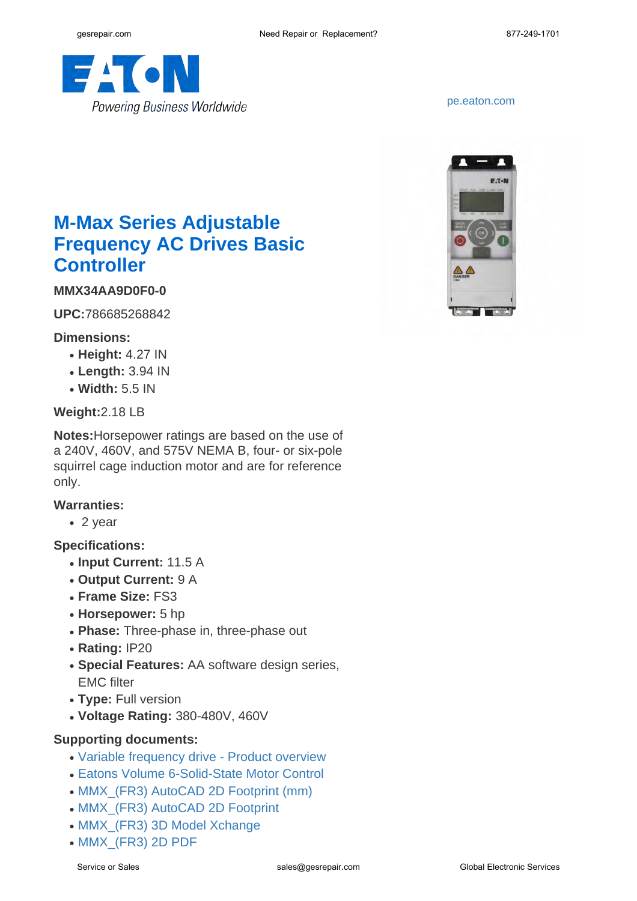pe.eaton.com

# M-Max Series Adjustable Frequency AC Drives Basic Controller

**MMX34AA9D0F0-0**

**UPC:**786685268842

**Dimensions:**

- **Height:** 4.27 IN
- **Length:** 3.94 IN
- **Width:** 5.5 IN

**Weight:**2.18 LB

**Notes:**Horsepower ratings are based on the use of a 240V, 460V, and 575V NEMA B, four- or six-pole squirrel cage induction motor and are for reference only.

**Warranties:**

- 2 year

**Specifications:**

- **Input Current:** 11.5 A
- **Output Current:** 9 A
- **Frame Size:** FS3
- **Horsepower:** 5 hp
- **Phase:** Three-phase in, three-phase out
- **Rating:** IP20
- **Special Features:** AA software design series, EMC filter
- **Type:** Full version
- **Voltage Rating:** 380-480V, 460V

**Supporting documents:**

- Variable frequency drive - Product overview
- Eatons Volume 6-Solid-State Motor Control
- MMX_(FR3) AutoCAD 2D Footprint (mm)
- MMX_(FR3) AutoCAD 2D Footprint
- MMX_(FR3) 3D Model Xchange
- MMX_(FR3) 2D PDF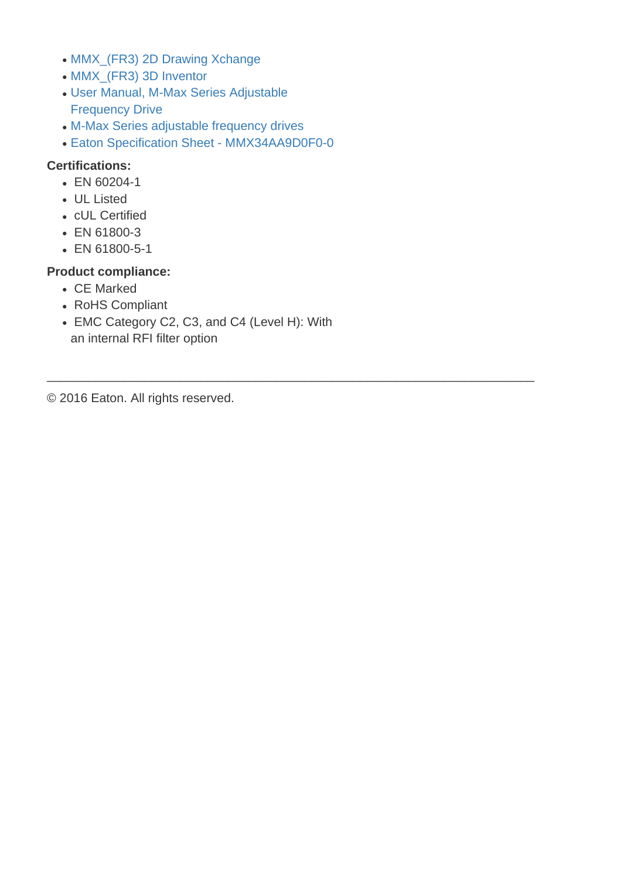- MMX_(FR3) 2D Drawing Xchange
- MMX_(FR3) 3D Inventor
- User Manual, M-Max Series Adjustable Frequency Drive
- M-Max Series adjustable frequency drives
- Eaton Specification Sheet - MMX34AA9D0F0-0

**Certifications:**

- EN 60204-1
- UL Listed
- cUL Certified
- EN 61800-3
- EN 61800-5-1

**Product compliance:**

- CE Marked
- RoHS Compliant
- EMC Category C2, C3, and C4 (Level H): With an internal RFI filter option

---

© 2016 Eaton. All rights reserved.